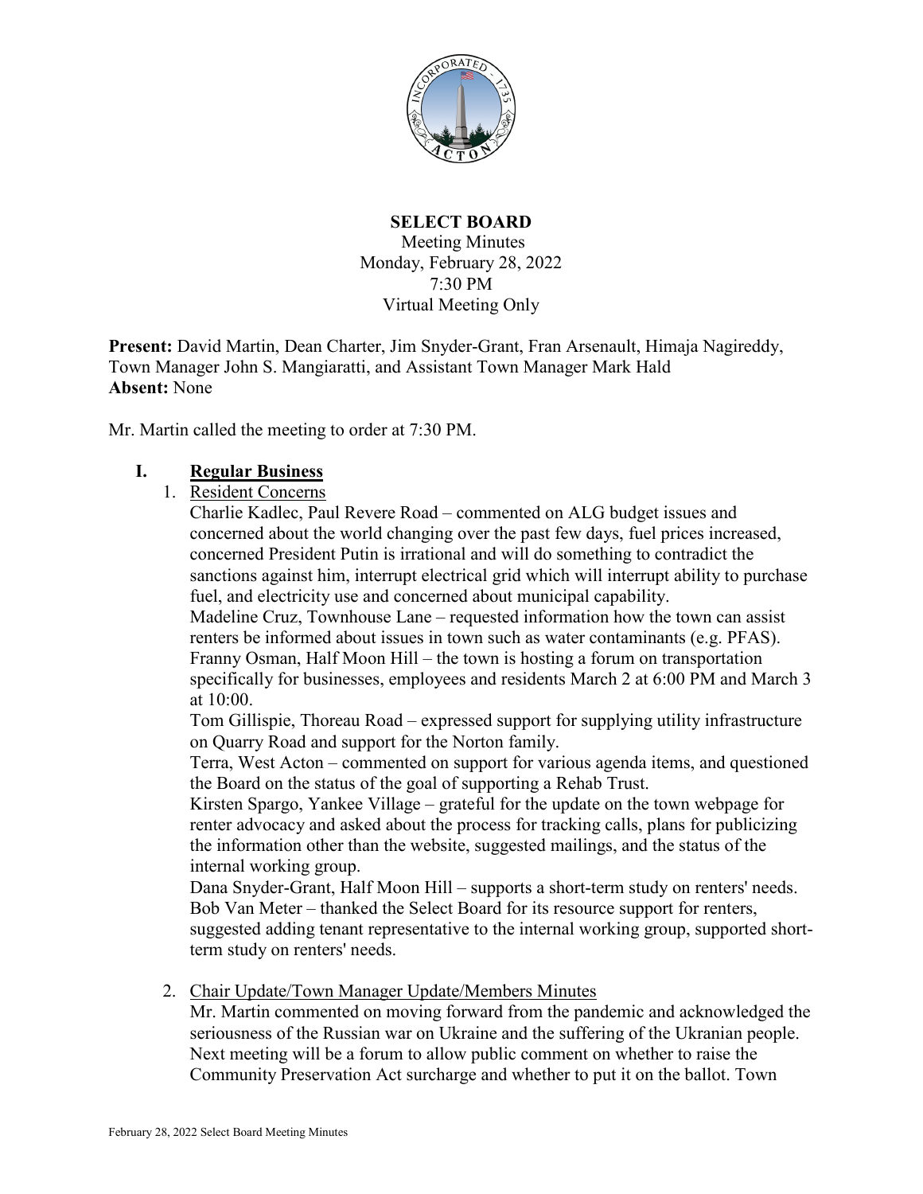**SELECT BOARD**

Meeting Minutes
Monday, February 28, 2022
7:30 PM
Virtual Meeting Only

**Present:** David Martin, Dean Charter, Jim Snyder-Grant, Fran Arsenault, Himaja Nagireddy, Town Manager John S. Mangiaratti, and Assistant Town Manager Mark Hald
**Absent:** None

Mr. Martin called the meeting to order at 7:30 PM.

## I. Regular Business

1. Resident Concerns

   Charlie Kadlec, Paul Revere Road – commented on ALG budget issues and concerned about the world changing over the past few days, fuel prices increased, concerned President Putin is irrational and will do something to contradict the sanctions against him, interrupt electrical grid which will interrupt ability to purchase fuel, and electricity use and concerned about municipal capability.
   Madeline Cruz, Townhouse Lane – requested information how the town can assist renters be informed about issues in town such as water contaminants (e.g. PFAS).
   Franny Osman, Half Moon Hill – the town is hosting a forum on transportation specifically for businesses, employees and residents March 2 at 6:00 PM and March 3 at 10:00.
   Tom Gillispie, Thoreau Road – expressed support for supplying utility infrastructure on Quarry Road and support for the Norton family.
   Terra, West Acton – commented on support for various agenda items, and questioned the Board on the status of the goal of supporting a Rehab Trust.
   Kirsten Spargo, Yankee Village – grateful for the update on the town webpage for renter advocacy and asked about the process for tracking calls, plans for publicizing the information other than the website, suggested mailings, and the status of the internal working group.
   Dana Snyder-Grant, Half Moon Hill – supports a short-term study on renters' needs.
   Bob Van Meter – thanked the Select Board for its resource support for renters, suggested adding tenant representative to the internal working group, supported short-term study on renters' needs.

2. Chair Update/Town Manager Update/Members Minutes

   Mr. Martin commented on moving forward from the pandemic and acknowledged the seriousness of the Russian war on Ukraine and the suffering of the Ukranian people. Next meeting will be a forum to allow public comment on whether to raise the Community Preservation Act surcharge and whether to put it on the ballot. Town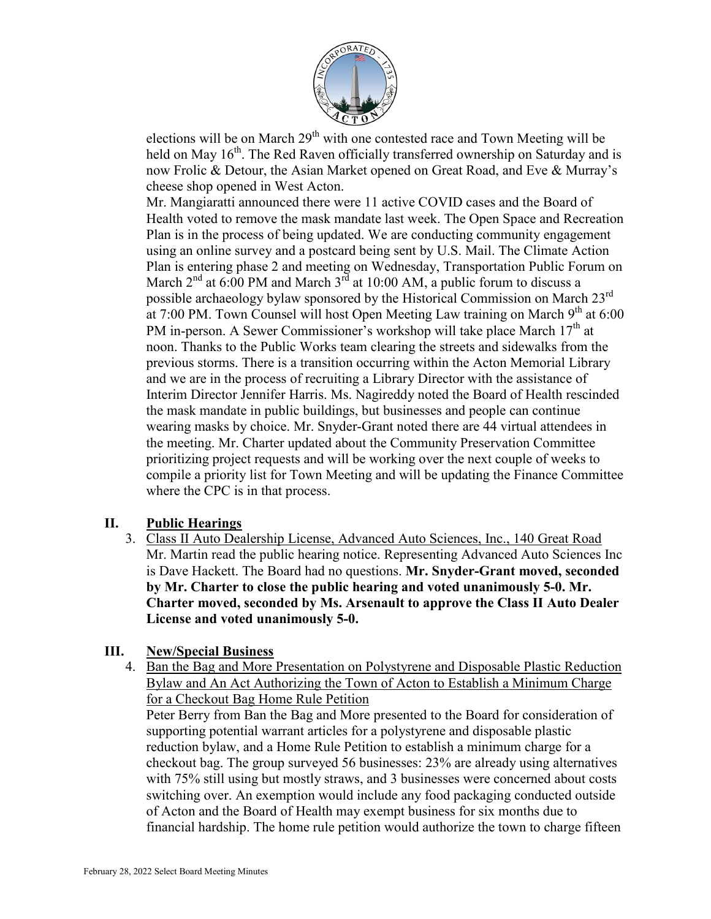elections will be on March 29th with one contested race and Town Meeting will be held on May 16th. The Red Raven officially transferred ownership on Saturday and is now Frolic & Detour, the Asian Market opened on Great Road, and Eve & Murray's cheese shop opened in West Acton.

Mr. Mangiaratti announced there were 11 active COVID cases and the Board of Health voted to remove the mask mandate last week. The Open Space and Recreation Plan is in the process of being updated. We are conducting community engagement using an online survey and a postcard being sent by U.S. Mail. The Climate Action Plan is entering phase 2 and meeting on Wednesday, Transportation Public Forum on March 2nd at 6:00 PM and March 3rd at 10:00 AM, a public forum to discuss a possible archaeology bylaw sponsored by the Historical Commission on March 23rd at 7:00 PM. Town Counsel will host Open Meeting Law training on March 9th at 6:00 PM in-person. A Sewer Commissioner's workshop will take place March 17th at noon. Thanks to the Public Works team clearing the streets and sidewalks from the previous storms. There is a transition occurring within the Acton Memorial Library and we are in the process of recruiting a Library Director with the assistance of Interim Director Jennifer Harris. Ms. Nagireddy noted the Board of Health rescinded the mask mandate in public buildings, but businesses and people can continue wearing masks by choice. Mr. Snyder-Grant noted there are 44 virtual attendees in the meeting. Mr. Charter updated about the Community Preservation Committee prioritizing project requests and will be working over the next couple of weeks to compile a priority list for Town Meeting and will be updating the Finance Committee where the CPC is in that process.

## II. Public Hearings

3. Class II Auto Dealership License, Advanced Auto Sciences, Inc., 140 Great Road

   Mr. Martin read the public hearing notice. Representing Advanced Auto Sciences Inc is Dave Hackett. The Board had no questions. **Mr. Snyder-Grant moved, seconded by Mr. Charter to close the public hearing and voted unanimously 5-0. Mr. Charter moved, seconded by Ms. Arsenault to approve the Class II Auto Dealer License and voted unanimously 5-0.**

## III. New/Special Business

4. Ban the Bag and More Presentation on Polystyrene and Disposable Plastic Reduction Bylaw and An Act Authorizing the Town of Acton to Establish a Minimum Charge for a Checkout Bag Home Rule Petition

   Peter Berry from Ban the Bag and More presented to the Board for consideration of supporting potential warrant articles for a polystyrene and disposable plastic reduction bylaw, and a Home Rule Petition to establish a minimum charge for a checkout bag. The group surveyed 56 businesses: 23% are already using alternatives with 75% still using but mostly straws, and 3 businesses were concerned about costs switching over. An exemption would include any food packaging conducted outside of Acton and the Board of Health may exempt business for six months due to financial hardship. The home rule petition would authorize the town to charge fifteen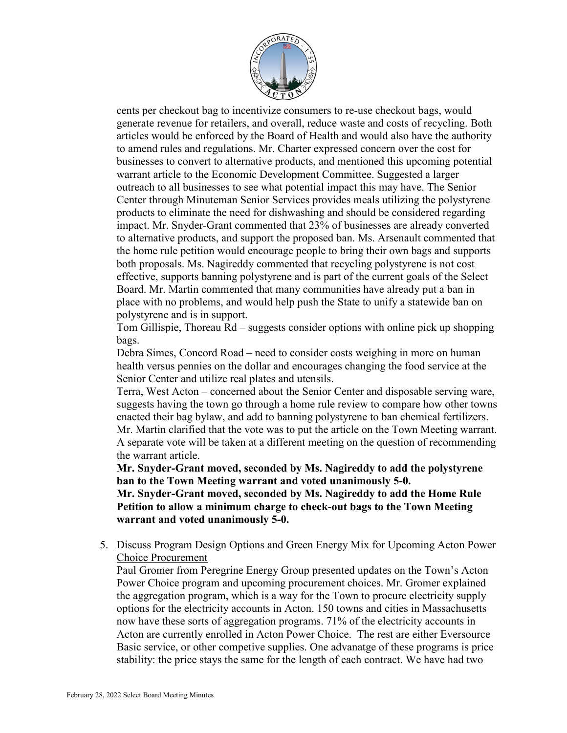cents per checkout bag to incentivize consumers to re-use checkout bags, would generate revenue for retailers, and overall, reduce waste and costs of recycling. Both articles would be enforced by the Board of Health and would also have the authority to amend rules and regulations. Mr. Charter expressed concern over the cost for businesses to convert to alternative products, and mentioned this upcoming potential warrant article to the Economic Development Committee. Suggested a larger outreach to all businesses to see what potential impact this may have. The Senior Center through Minuteman Senior Services provides meals utilizing the polystyrene products to eliminate the need for dishwashing and should be considered regarding impact. Mr. Snyder-Grant commented that 23% of businesses are already converted to alternative products, and support the proposed ban. Ms. Arsenault commented that the home rule petition would encourage people to bring their own bags and supports both proposals. Ms. Nagireddy commented that recycling polystyrene is not cost effective, supports banning polystyrene and is part of the current goals of the Select Board. Mr. Martin commented that many communities have already put a ban in place with no problems, and would help push the State to unify a statewide ban on polystyrene and is in support.

Tom Gillispie, Thoreau Rd – suggests consider options with online pick up shopping bags.

Debra Simes, Concord Road – need to consider costs weighing in more on human health versus pennies on the dollar and encourages changing the food service at the Senior Center and utilize real plates and utensils.

Terra, West Acton – concerned about the Senior Center and disposable serving ware, suggests having the town go through a home rule review to compare how other towns enacted their bag bylaw, and add to banning polystyrene to ban chemical fertilizers.

Mr. Martin clarified that the vote was to put the article on the Town Meeting warrant. A separate vote will be taken at a different meeting on the question of recommending the warrant article.

**Mr. Snyder-Grant moved, seconded by Ms. Nagireddy to add the polystyrene ban to the Town Meeting warrant and voted unanimously 5-0.**

**Mr. Snyder-Grant moved, seconded by Ms. Nagireddy to add the Home Rule Petition to allow a minimum charge to check-out bags to the Town Meeting warrant and voted unanimously 5-0.**

5. Discuss Program Design Options and Green Energy Mix for Upcoming Acton Power Choice Procurement

   Paul Gromer from Peregrine Energy Group presented updates on the Town's Acton Power Choice program and upcoming procurement choices. Mr. Gromer explained the aggregation program, which is a way for the Town to procure electricity supply options for the electricity accounts in Acton. 150 towns and cities in Massachusetts now have these sorts of aggregation programs. 71% of the electricity accounts in Acton are currently enrolled in Acton Power Choice. The rest are either Eversource Basic service, or other competive supplies. One advanatge of these programs is price stability: the price stays the same for the length of each contract. We have had two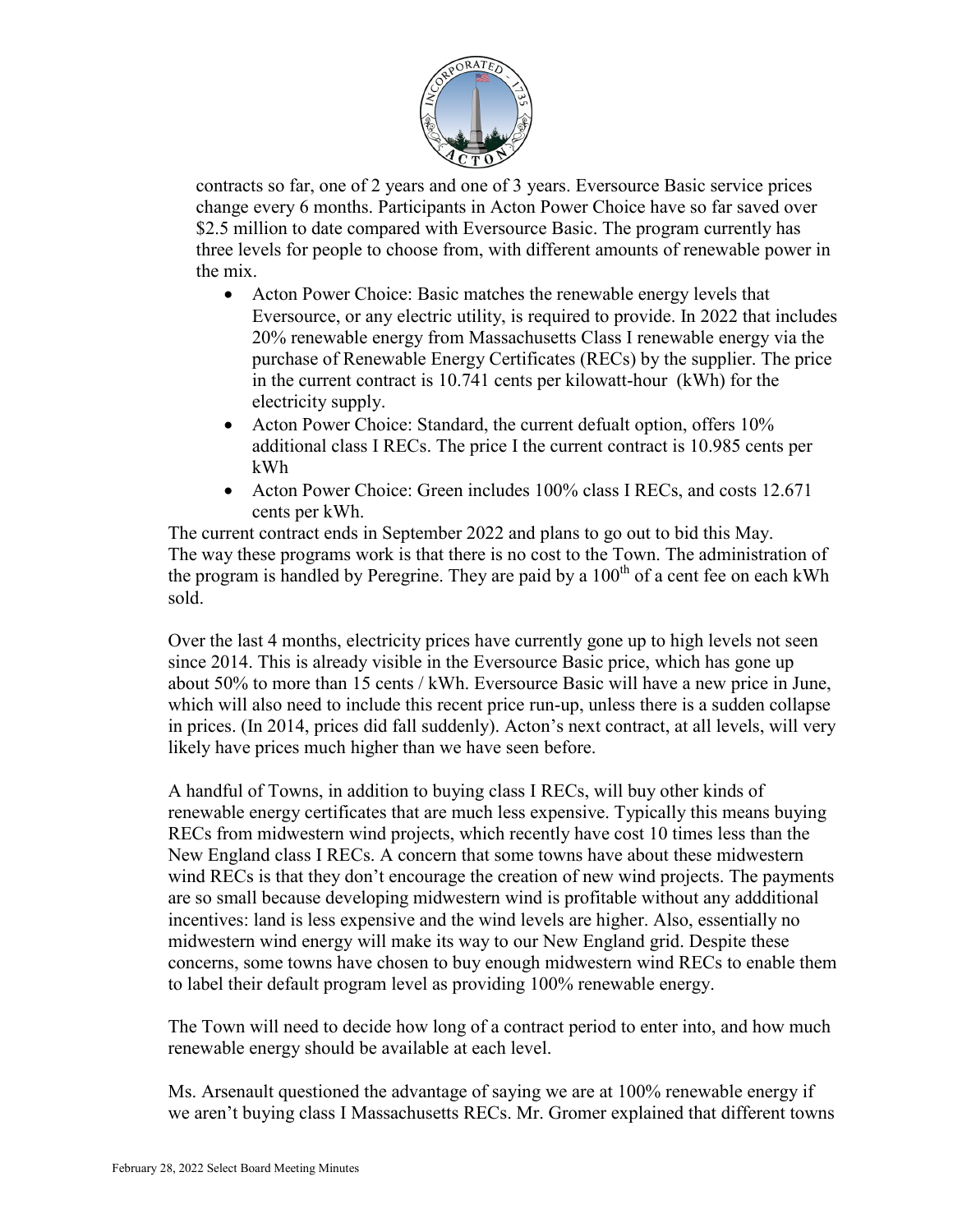contracts so far, one of 2 years and one of 3 years. Eversource Basic service prices change every 6 months. Participants in Acton Power Choice have so far saved over $2.5 million to date compared with Eversource Basic. The program currently has three levels for people to choose from, with different amounts of renewable power in the mix.

- Acton Power Choice: Basic matches the renewable energy levels that Eversource, or any electric utility, is required to provide. In 2022 that includes 20% renewable energy from Massachusetts Class I renewable energy via the purchase of Renewable Energy Certificates (RECs) by the supplier. The price in the current contract is 10.741 cents per kilowatt-hour (kWh) for the electricity supply.
- Acton Power Choice: Standard, the current defualt option, offers 10% additional class I RECs. The price I the current contract is 10.985 cents per kWh
- Acton Power Choice: Green includes 100% class I RECs, and costs 12.671 cents per kWh.

The current contract ends in September 2022 and plans to go out to bid this May. The way these programs work is that there is no cost to the Town. The administration of the program is handled by Peregrine. They are paid by a 100th of a cent fee on each kWh sold.

Over the last 4 months, electricity prices have currently gone up to high levels not seen since 2014. This is already visible in the Eversource Basic price, which has gone up about 50% to more than 15 cents / kWh. Eversource Basic will have a new price in June, which will also need to include this recent price run-up, unless there is a sudden collapse in prices. (In 2014, prices did fall suddenly). Acton's next contract, at all levels, will very likely have prices much higher than we have seen before.

A handful of Towns, in addition to buying class I RECs, will buy other kinds of renewable energy certificates that are much less expensive. Typically this means buying RECs from midwestern wind projects, which recently have cost 10 times less than the New England class I RECs. A concern that some towns have about these midwestern wind RECs is that they don't encourage the creation of new wind projects. The payments are so small because developing midwestern wind is profitable without any addditional incentives: land is less expensive and the wind levels are higher. Also, essentially no midwestern wind energy will make its way to our New England grid. Despite these concerns, some towns have chosen to buy enough midwestern wind RECs to enable them to label their default program level as providing 100% renewable energy.

The Town will need to decide how long of a contract period to enter into, and how much renewable energy should be available at each level.

Ms. Arsenault questioned the advantage of saying we are at 100% renewable energy if we aren't buying class I Massachusetts RECs. Mr. Gromer explained that different towns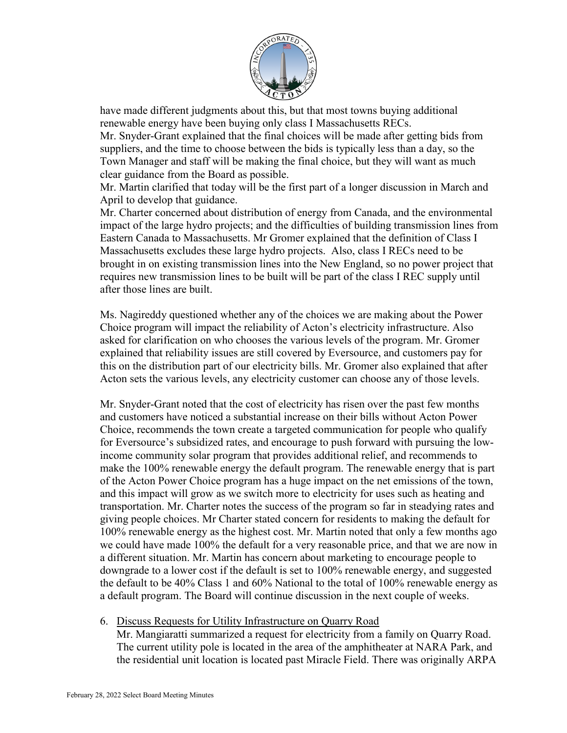have made different judgments about this, but that most towns buying additional renewable energy have been buying only class I Massachusetts RECs.
Mr. Snyder-Grant explained that the final choices will be made after getting bids from suppliers, and the time to choose between the bids is typically less than a day, so the Town Manager and staff will be making the final choice, but they will want as much clear guidance from the Board as possible.
Mr. Martin clarified that today will be the first part of a longer discussion in March and April to develop that guidance.
Mr. Charter concerned about distribution of energy from Canada, and the environmental impact of the large hydro projects; and the difficulties of building transmission lines from Eastern Canada to Massachusetts. Mr Gromer explained that the definition of Class I Massachusetts excludes these large hydro projects. Also, class I RECs need to be brought in on existing transmission lines into the New England, so no power project that requires new transmission lines to be built will be part of the class I REC supply until after those lines are built.

Ms. Nagireddy questioned whether any of the choices we are making about the Power Choice program will impact the reliability of Acton's electricity infrastructure. Also asked for clarification on who chooses the various levels of the program. Mr. Gromer explained that reliability issues are still covered by Eversource, and customers pay for this on the distribution part of our electricity bills. Mr. Gromer also explained that after Acton sets the various levels, any electricity customer can choose any of those levels.

Mr. Snyder-Grant noted that the cost of electricity has risen over the past few months and customers have noticed a substantial increase on their bills without Acton Power Choice, recommends the town create a targeted communication for people who qualify for Eversource's subsidized rates, and encourage to push forward with pursuing the low-income community solar program that provides additional relief, and recommends to make the 100% renewable energy the default program. The renewable energy that is part of the Acton Power Choice program has a huge impact on the net emissions of the town, and this impact will grow as we switch more to electricity for uses such as heating and transportation. Mr. Charter notes the success of the program so far in steadying rates and giving people choices. Mr Charter stated concern for residents to making the default for 100% renewable energy as the highest cost. Mr. Martin noted that only a few months ago we could have made 100% the default for a very reasonable price, and that we are now in a different situation. Mr. Martin has concern about marketing to encourage people to downgrade to a lower cost if the default is set to 100% renewable energy, and suggested the default to be 40% Class 1 and 60% National to the total of 100% renewable energy as a default program. The Board will continue discussion in the next couple of weeks.

6. <u>Discuss Requests for Utility Infrastructure on Quarry Road</u>
   Mr. Mangiaratti summarized a request for electricity from a family on Quarry Road. The current utility pole is located in the area of the amphitheater at NARA Park, and the residential unit location is located past Miracle Field. There was originally ARPA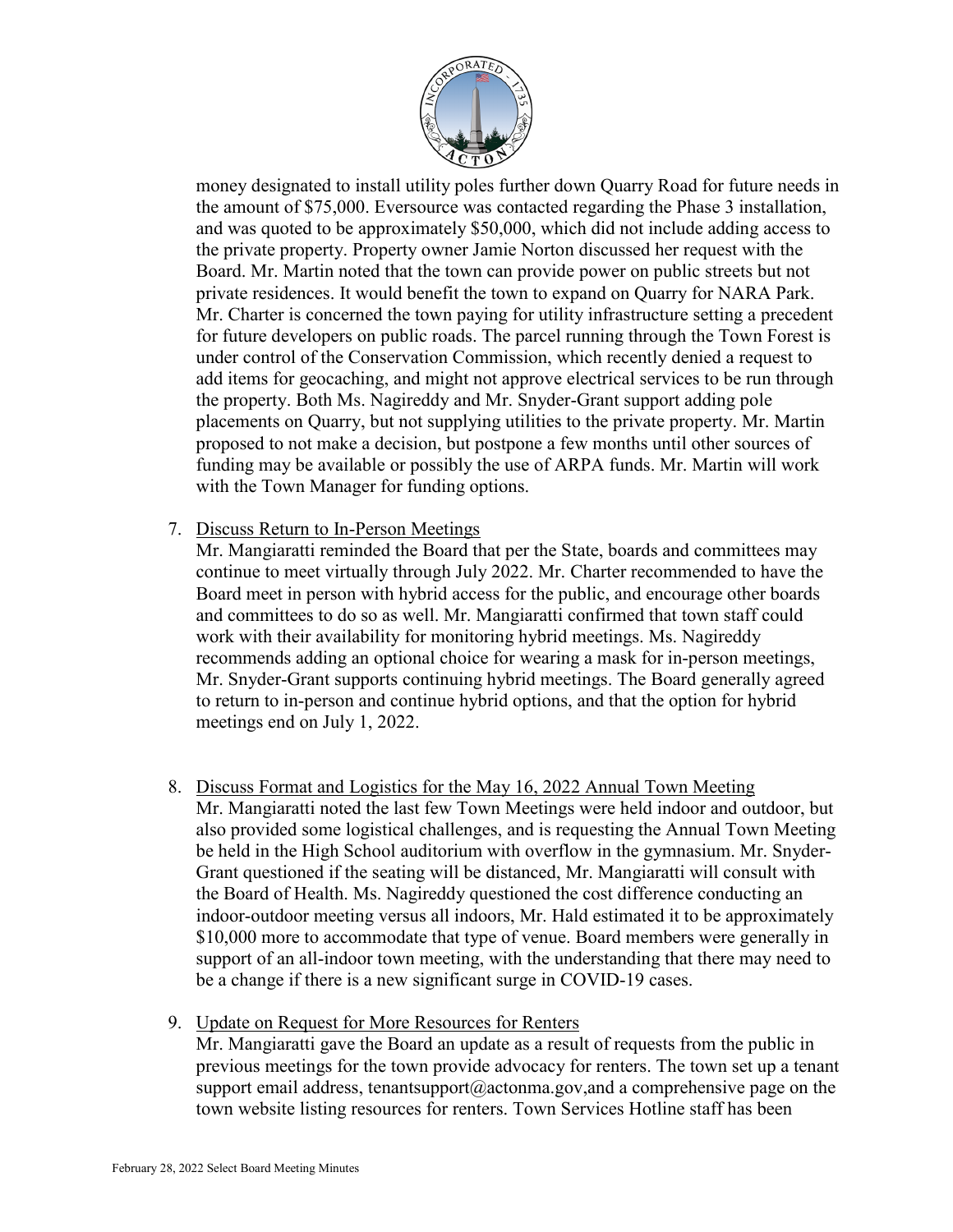money designated to install utility poles further down Quarry Road for future needs in the amount of $75,000. Eversource was contacted regarding the Phase 3 installation, and was quoted to be approximately $50,000, which did not include adding access to the private property. Property owner Jamie Norton discussed her request with the Board. Mr. Martin noted that the town can provide power on public streets but not private residences. It would benefit the town to expand on Quarry for NARA Park. Mr. Charter is concerned the town paying for utility infrastructure setting a precedent for future developers on public roads. The parcel running through the Town Forest is under control of the Conservation Commission, which recently denied a request to add items for geocaching, and might not approve electrical services to be run through the property. Both Ms. Nagireddy and Mr. Snyder-Grant support adding pole placements on Quarry, but not supplying utilities to the private property. Mr. Martin proposed to not make a decision, but postpone a few months until other sources of funding may be available or possibly the use of ARPA funds. Mr. Martin will work with the Town Manager for funding options.

7. Discuss Return to In-Person Meetings
   Mr. Mangiaratti reminded the Board that per the State, boards and committees may continue to meet virtually through July 2022. Mr. Charter recommended to have the Board meet in person with hybrid access for the public, and encourage other boards and committees to do so as well. Mr. Mangiaratti confirmed that town staff could work with their availability for monitoring hybrid meetings. Ms. Nagireddy recommends adding an optional choice for wearing a mask for in-person meetings, Mr. Snyder-Grant supports continuing hybrid meetings. The Board generally agreed to return to in-person and continue hybrid options, and that the option for hybrid meetings end on July 1, 2022.

8. Discuss Format and Logistics for the May 16, 2022 Annual Town Meeting
   Mr. Mangiaratti noted the last few Town Meetings were held indoor and outdoor, but also provided some logistical challenges, and is requesting the Annual Town Meeting be held in the High School auditorium with overflow in the gymnasium. Mr. Snyder-Grant questioned if the seating will be distanced, Mr. Mangiaratti will consult with the Board of Health. Ms. Nagireddy questioned the cost difference conducting an indoor-outdoor meeting versus all indoors, Mr. Hald estimated it to be approximately $10,000 more to accommodate that type of venue. Board members were generally in support of an all-indoor town meeting, with the understanding that there may need to be a change if there is a new significant surge in COVID-19 cases.

9. Update on Request for More Resources for Renters
   Mr. Mangiaratti gave the Board an update as a result of requests from the public in previous meetings for the town provide advocacy for renters. The town set up a tenant support email address, tenantsupport@actonma.gov,and a comprehensive page on the town website listing resources for renters. Town Services Hotline staff has been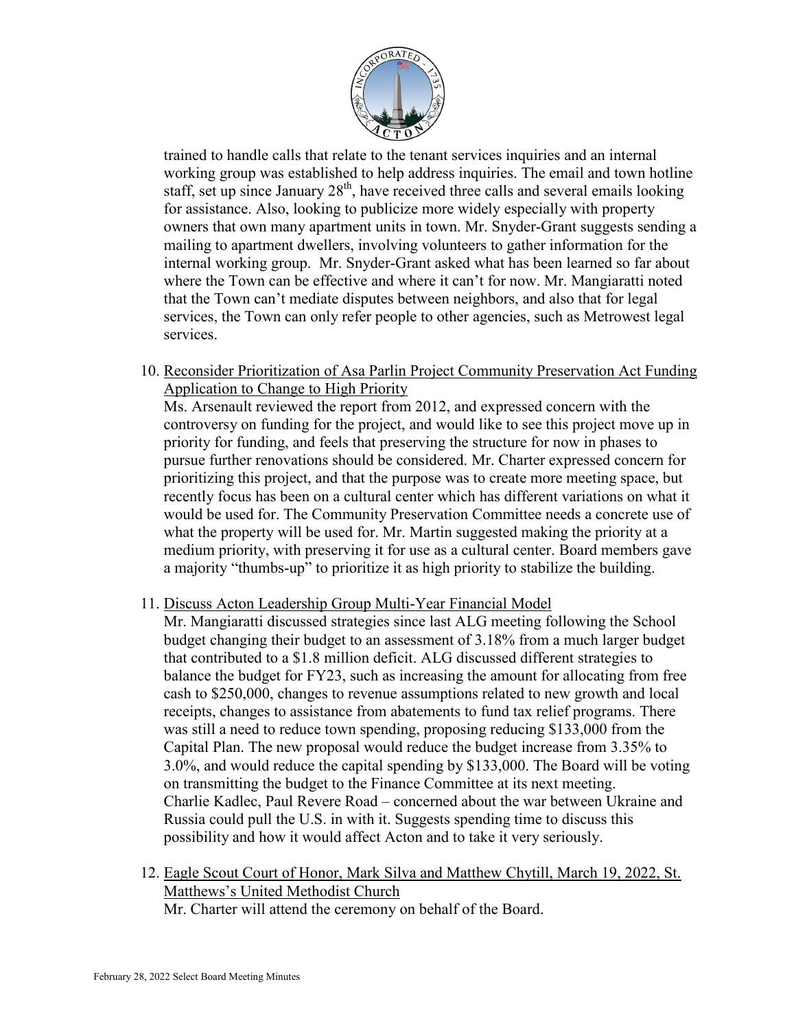trained to handle calls that relate to the tenant services inquiries and an internal working group was established to help address inquiries. The email and town hotline staff, set up since January 28th, have received three calls and several emails looking for assistance. Also, looking to publicize more widely especially with property owners that own many apartment units in town. Mr. Snyder-Grant suggests sending a mailing to apartment dwellers, involving volunteers to gather information for the internal working group. Mr. Snyder-Grant asked what has been learned so far about where the Town can be effective and where it can't for now. Mr. Mangiaratti noted that the Town can't mediate disputes between neighbors, and also that for legal services, the Town can only refer people to other agencies, such as Metrowest legal services.

10. Reconsider Prioritization of Asa Parlin Project Community Preservation Act Funding Application to Change to High Priority
    Ms. Arsenault reviewed the report from 2012, and expressed concern with the controversy on funding for the project, and would like to see this project move up in priority for funding, and feels that preserving the structure for now in phases to pursue further renovations should be considered. Mr. Charter expressed concern for prioritizing this project, and that the purpose was to create more meeting space, but recently focus has been on a cultural center which has different variations on what it would be used for. The Community Preservation Committee needs a concrete use of what the property will be used for. Mr. Martin suggested making the priority at a medium priority, with preserving it for use as a cultural center. Board members gave a majority "thumbs-up" to prioritize it as high priority to stabilize the building.

11. Discuss Acton Leadership Group Multi-Year Financial Model
    Mr. Mangiaratti discussed strategies since last ALG meeting following the School budget changing their budget to an assessment of 3.18% from a much larger budget that contributed to a $1.8 million deficit. ALG discussed different strategies to balance the budget for FY23, such as increasing the amount for allocating from free cash to $250,000, changes to revenue assumptions related to new growth and local receipts, changes to assistance from abatements to fund tax relief programs. There was still a need to reduce town spending, proposing reducing $133,000 from the Capital Plan. The new proposal would reduce the budget increase from 3.35% to 3.0%, and would reduce the capital spending by $133,000. The Board will be voting on transmitting the budget to the Finance Committee at its next meeting.
    Charlie Kadlec, Paul Revere Road – concerned about the war between Ukraine and Russia could pull the U.S. in with it. Suggests spending time to discuss this possibility and how it would affect Acton and to take it very seriously.

12. Eagle Scout Court of Honor, Mark Silva and Matthew Chytill, March 19, 2022, St. Matthews's United Methodist Church
    Mr. Charter will attend the ceremony on behalf of the Board.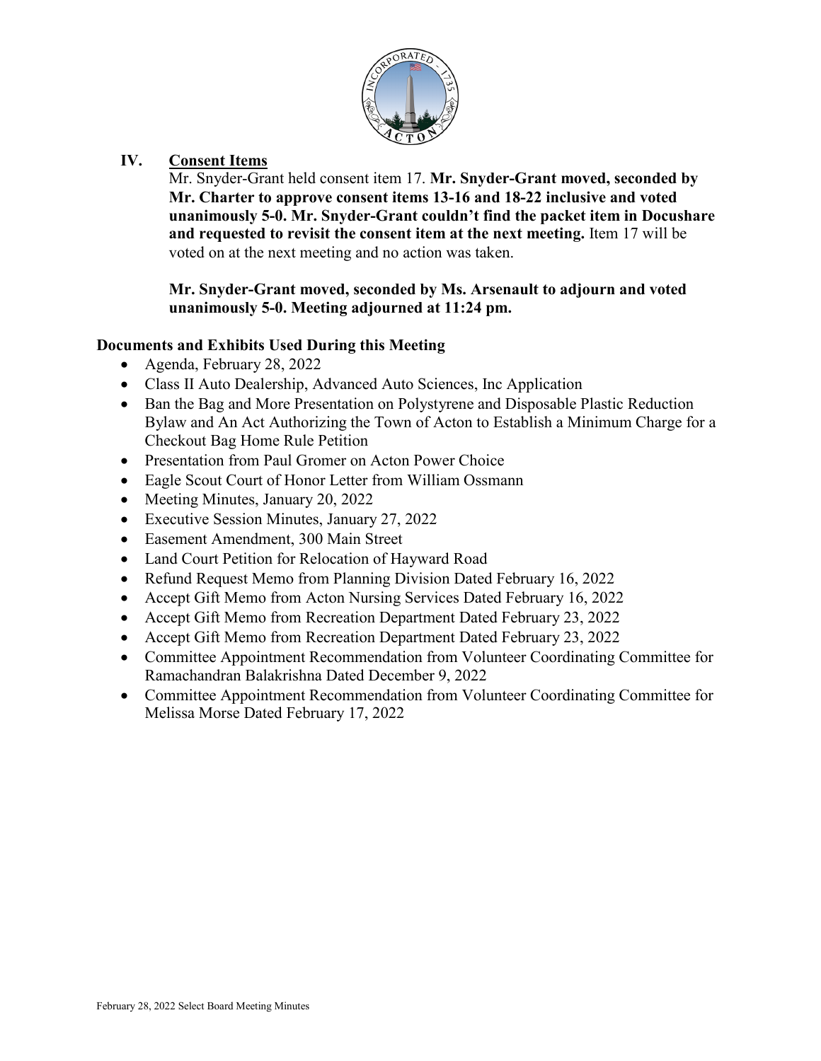## IV. Consent Items

Mr. Snyder-Grant held consent item 17. **Mr. Snyder-Grant moved, seconded by Mr. Charter to approve consent items 13-16 and 18-22 inclusive and voted unanimously 5-0. Mr. Snyder-Grant couldn't find the packet item in Docushare and requested to revisit the consent item at the next meeting.** Item 17 will be voted on at the next meeting and no action was taken.

**Mr. Snyder-Grant moved, seconded by Ms. Arsenault to adjourn and voted unanimously 5-0. Meeting adjourned at 11:24 pm.**

### Documents and Exhibits Used During this Meeting

- Agenda, February 28, 2022
- Class II Auto Dealership, Advanced Auto Sciences, Inc Application
- Ban the Bag and More Presentation on Polystyrene and Disposable Plastic Reduction Bylaw and An Act Authorizing the Town of Acton to Establish a Minimum Charge for a Checkout Bag Home Rule Petition
- Presentation from Paul Gromer on Acton Power Choice
- Eagle Scout Court of Honor Letter from William Ossmann
- Meeting Minutes, January 20, 2022
- Executive Session Minutes, January 27, 2022
- Easement Amendment, 300 Main Street
- Land Court Petition for Relocation of Hayward Road
- Refund Request Memo from Planning Division Dated February 16, 2022
- Accept Gift Memo from Acton Nursing Services Dated February 16, 2022
- Accept Gift Memo from Recreation Department Dated February 23, 2022
- Accept Gift Memo from Recreation Department Dated February 23, 2022
- Committee Appointment Recommendation from Volunteer Coordinating Committee for Ramachandran Balakrishna Dated December 9, 2022
- Committee Appointment Recommendation from Volunteer Coordinating Committee for Melissa Morse Dated February 17, 2022